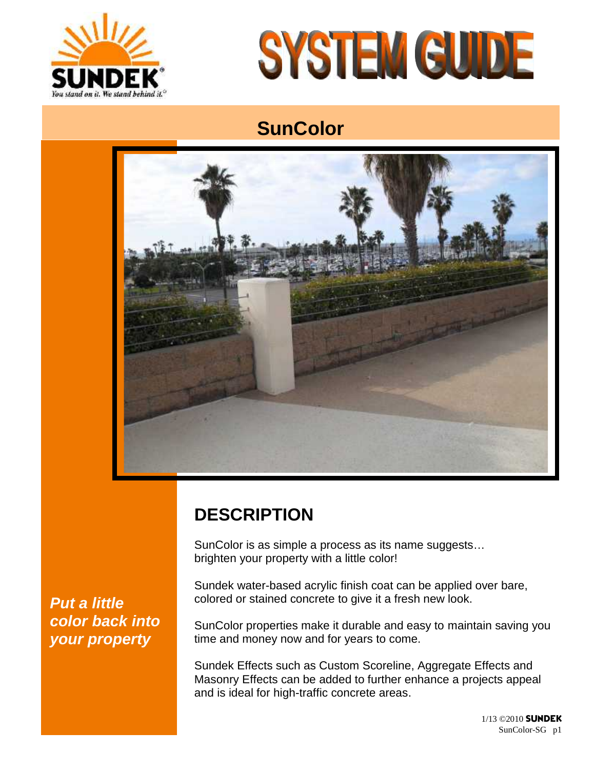SUNDEK®

You stand on it. We stand behind it.©

# SYSTEM GUIDE

## SunColor

*Put a little color back into your property*

## DESCRIPTION

SunColor is as simple a process as its name suggests… brighten your property with a little color!

Sundek water-based acrylic finish coat can be applied over bare, colored or stained concrete to give it a fresh new look.

SunColor properties make it durable and easy to maintain saving you time and money now and for years to come.

Sundek Effects such as Custom Scoreline, Aggregate Effects and Masonry Effects can be added to further enhance a projects appeal and is ideal for high-traffic concrete areas.

1/13 ©2010 SUNDEK
SunColor-SG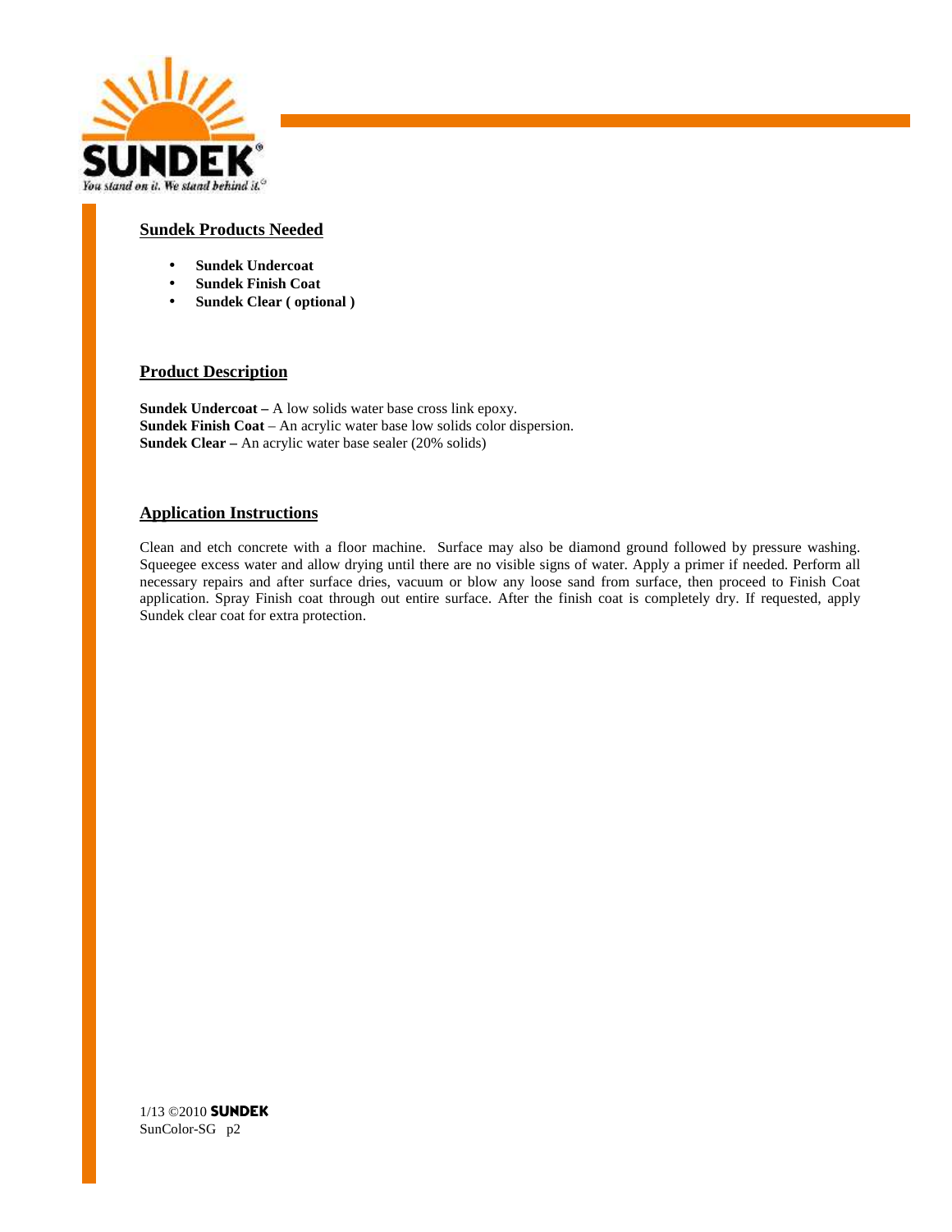## Sundek Products Needed

- **Sundek Undercoat**
- **Sundek Finish Coat**
- **Sundek Clear ( optional )**

## Product Description

**Sundek Undercoat –** A low solids water base cross link epoxy.
**Sundek Finish Coat** – An acrylic water base low solids color dispersion.
**Sundek Clear –** An acrylic water base sealer (20% solids)

## Application Instructions

Clean and etch concrete with a floor machine. Surface may also be diamond ground followed by pressure washing. Squeegee excess water and allow drying until there are no visible signs of water. Apply a primer if needed. Perform all necessary repairs and after surface dries, vacuum or blow any loose sand from surface, then proceed to Finish Coat application. Spray Finish coat through out entire surface. After the finish coat is completely dry. If requested, apply Sundek clear coat for extra protection.